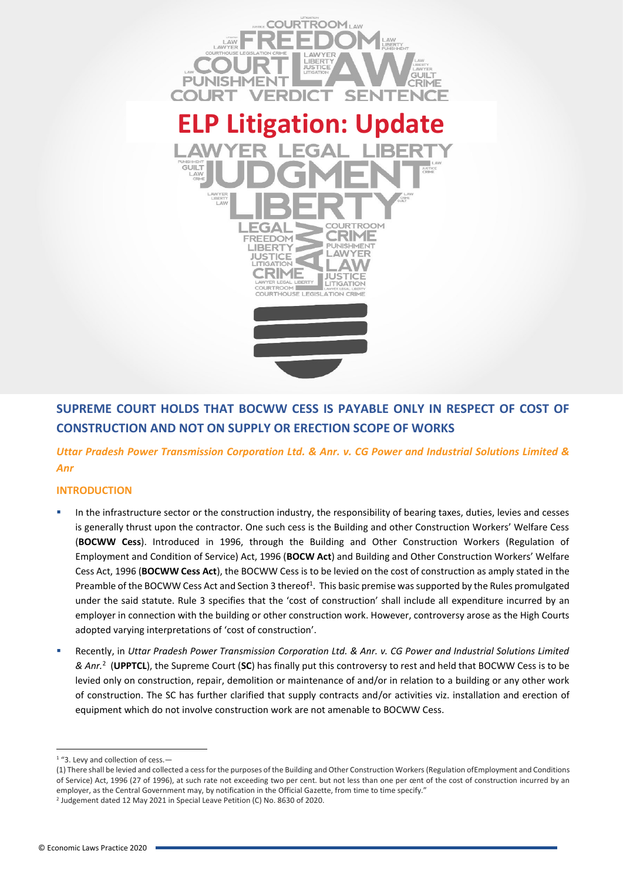# ELP Litigation: Update

## SUPREME COURT HOLDS THAT BOCWW CESS IS PAYABLE ONLY IN RESPECT OF COST OF CONSTRUCTION AND NOT ON SUPPLY OR ERECTION SCOPE OF WORKS

***Uttar Pradesh Power Transmission Corporation Ltd. & Anr. v. CG Power and Industrial Solutions Limited & Anr***

### INTRODUCTION

- In the infrastructure sector or the construction industry, the responsibility of bearing taxes, duties, levies and cesses is generally thrust upon the contractor. One such cess is the Building and other Construction Workers' Welfare Cess (**BOCWW Cess**). Introduced in 1996, through the Building and Other Construction Workers (Regulation of Employment and Condition of Service) Act, 1996 (**BOCW Act**) and Building and Other Construction Workers' Welfare Cess Act, 1996 (**BOCWW Cess Act**), the BOCWW Cess is to be levied on the cost of construction as amply stated in the Preamble of the BOCWW Cess Act and Section 3 thereof[1]. This basic premise was supported by the Rules promulgated under the said statute. Rule 3 specifies that the 'cost of construction' shall include all expenditure incurred by an employer in connection with the building or other construction work. However, controversy arose as the High Courts adopted varying interpretations of 'cost of construction'.

- Recently, in *Uttar Pradesh Power Transmission Corporation Ltd. & Anr. v. CG Power and Industrial Solutions Limited & Anr.*[2] (**UPPTCL**), the Supreme Court (**SC**) has finally put this controversy to rest and held that BOCWW Cess is to be levied only on construction, repair, demolition or maintenance of and/or in relation to a building or any other work of construction. The SC has further clarified that supply contracts and/or activities viz. installation and erection of equipment which do not involve construction work are not amenable to BOCWW Cess.

---

[1] "3. Levy and collection of cess.—
(1) There shall be levied and collected a cess for the purposes of the Building and Other Construction Workers (Regulation ofEmployment and Conditions of Service) Act, 1996 (27 of 1996), at such rate not exceeding two per cent. but not less than one per cent of the cost of construction incurred by an employer, as the Central Government may, by notification in the Official Gazette, from time to time specify."

[2] Judgement dated 12 May 2021 in Special Leave Petition (C) No. 8630 of 2020.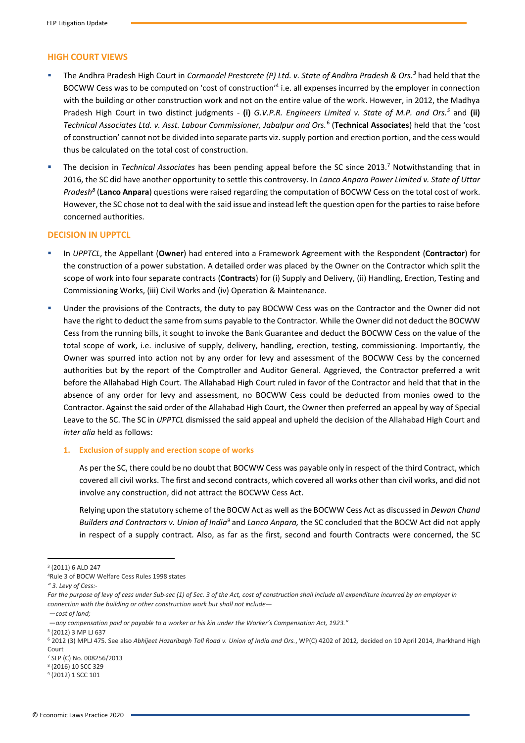## HIGH COURT VIEWS

- The Andhra Pradesh High Court in *Cormandel Prestcrete (P) Ltd. v. State of Andhra Pradesh & Ors.*[3] had held that the BOCWW Cess was to be computed on 'cost of construction'[4] i.e. all expenses incurred by the employer in connection with the building or other construction work and not on the entire value of the work. However, in 2012, the Madhya Pradesh High Court in two distinct judgments - **(i)** *G.V.P.R. Engineers Limited v. State of M.P. and Ors.*[5] and **(ii)** *Technical Associates Ltd. v. Asst. Labour Commissioner, Jabalpur and Ors.*[6] (**Technical Associates**) held that the 'cost of construction' cannot not be divided into separate parts viz. supply portion and erection portion, and the cess would thus be calculated on the total cost of construction.

- The decision in *Technical Associates* has been pending appeal before the SC since 2013.[7] Notwithstanding that in 2016, the SC did have another opportunity to settle this controversy. In *Lanco Anpara Power Limited v. State of Uttar Pradesh*[8] (**Lanco Anpara**) questions were raised regarding the computation of BOCWW Cess on the total cost of work. However, the SC chose not to deal with the said issue and instead left the question open for the parties to raise before concerned authorities.

## DECISION IN UPPTCL

- In *UPPTCL*, the Appellant (**Owner**) had entered into a Framework Agreement with the Respondent (**Contractor**) for the construction of a power substation. A detailed order was placed by the Owner on the Contractor which split the scope of work into four separate contracts (**Contracts**) for (i) Supply and Delivery, (ii) Handling, Erection, Testing and Commissioning Works, (iii) Civil Works and (iv) Operation & Maintenance.

- Under the provisions of the Contracts, the duty to pay BOCWW Cess was on the Contractor and the Owner did not have the right to deduct the same from sums payable to the Contractor. While the Owner did not deduct the BOCWW Cess from the running bills, it sought to invoke the Bank Guarantee and deduct the BOCWW Cess on the value of the total scope of work, i.e. inclusive of supply, delivery, handling, erection, testing, commissioning. Importantly, the Owner was spurred into action not by any order for levy and assessment of the BOCWW Cess by the concerned authorities but by the report of the Comptroller and Auditor General. Aggrieved, the Contractor preferred a writ before the Allahabad High Court. The Allahabad High Court ruled in favor of the Contractor and held that that in the absence of any order for levy and assessment, no BOCWW Cess could be deducted from monies owed to the Contractor. Against the said order of the Allahabad High Court, the Owner then preferred an appeal by way of Special Leave to the SC. The SC in *UPPTCL* dismissed the said appeal and upheld the decision of the Allahabad High Court and *inter alia* held as follows:

### 1. Exclusion of supply and erection scope of works

As per the SC, there could be no doubt that BOCWW Cess was payable only in respect of the third Contract, which covered all civil works. The first and second contracts, which covered all works other than civil works, and did not involve any construction, did not attract the BOCWW Cess Act.

Relying upon the statutory scheme of the BOCW Act as well as the BOCWW Cess Act as discussed in *Dewan Chand Builders and Contractors v. Union of India*[9] and *Lanco Anpara,* the SC concluded that the BOCW Act did not apply in respect of a supply contract. Also, as far as the first, second and fourth Contracts were concerned, the SC

---

[3] (2011) 6 ALD 247

[4] Rule 3 of BOCW Welfare Cess Rules 1998 states

*" 3. Levy of Cess:-*

*For the purpose of levy of cess under Sub-sec (1) of Sec. 3 of the Act, cost of construction shall include all expenditure incurred by an employer in connection with the building or other construction work but shall not include—*

*—cost of land;*

*—any compensation paid or payable to a worker or his kin under the Worker's Compensation Act, 1923."*

[5] (2012) 3 MP LJ 637

[6] 2012 (3) MPLJ 475. See also *Abhijeet Hazaribagh Toll Road v. Union of India and Ors.*, WP(C) 4202 of 2012, decided on 10 April 2014, Jharkhand High Court

[7] SLP (C) No. 008256/2013

[8] (2016) 10 SCC 329

[9] (2012) 1 SCC 101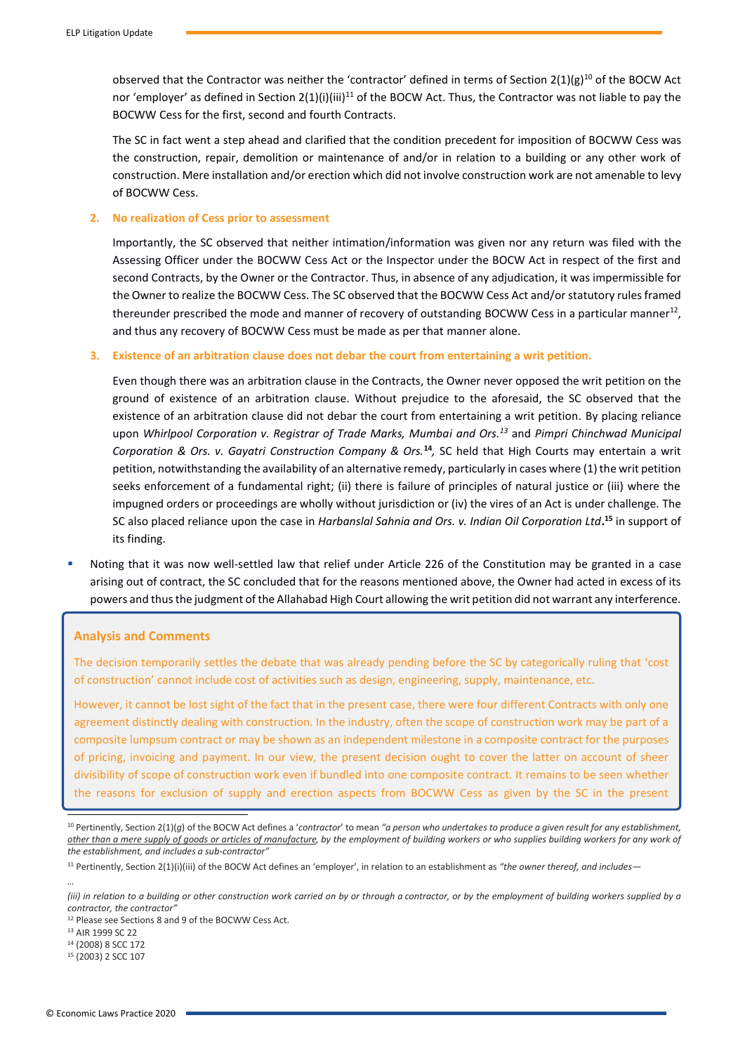observed that the Contractor was neither the 'contractor' defined in terms of Section 2(1)(g)[10] of the BOCW Act nor 'employer' as defined in Section 2(1)(i)(iii)[11] of the BOCW Act. Thus, the Contractor was not liable to pay the BOCWW Cess for the first, second and fourth Contracts.

The SC in fact went a step ahead and clarified that the condition precedent for imposition of BOCWW Cess was the construction, repair, demolition or maintenance of and/or in relation to a building or any other work of construction. Mere installation and/or erection which did not involve construction work are not amenable to levy of BOCWW Cess.

2. **No realization of Cess prior to assessment**

   Importantly, the SC observed that neither intimation/information was given nor any return was filed with the Assessing Officer under the BOCWW Cess Act or the Inspector under the BOCW Act in respect of the first and second Contracts, by the Owner or the Contractor. Thus, in absence of any adjudication, it was impermissible for the Owner to realize the BOCWW Cess. The SC observed that the BOCWW Cess Act and/or statutory rules framed thereunder prescribed the mode and manner of recovery of outstanding BOCWW Cess in a particular manner[12], and thus any recovery of BOCWW Cess must be made as per that manner alone.

3. **Existence of an arbitration clause does not debar the court from entertaining a writ petition.**

   Even though there was an arbitration clause in the Contracts, the Owner never opposed the writ petition on the ground of existence of an arbitration clause. Without prejudice to the aforesaid, the SC observed that the existence of an arbitration clause did not debar the court from entertaining a writ petition. By placing reliance upon *Whirlpool Corporation v. Registrar of Trade Marks, Mumbai and Ors.*[13] and *Pimpri Chinchwad Municipal Corporation & Ors. v. Gayatri Construction Company & Ors.*[14], SC held that High Courts may entertain a writ petition, notwithstanding the availability of an alternative remedy, particularly in cases where (1) the writ petition seeks enforcement of a fundamental right; (ii) there is failure of principles of natural justice or (iii) where the impugned orders or proceedings are wholly without jurisdiction or (iv) the vires of an Act is under challenge. The SC also placed reliance upon the case in *Harbanslal Sahnia and Ors. v. Indian Oil Corporation Ltd*.[15] in support of its finding.

- Noting that it was now well-settled law that relief under Article 226 of the Constitution may be granted in a case arising out of contract, the SC concluded that for the reasons mentioned above, the Owner had acted in excess of its powers and thus the judgment of the Allahabad High Court allowing the writ petition did not warrant any interference.

## Analysis and Comments

The decision temporarily settles the debate that was already pending before the SC by categorically ruling that 'cost of construction' cannot include cost of activities such as design, engineering, supply, maintenance, etc.

However, it cannot be lost sight of the fact that in the present case, there were four different Contracts with only one agreement distinctly dealing with construction. In the industry, often the scope of construction work may be part of a composite lumpsum contract or may be shown as an independent milestone in a composite contract for the purposes of pricing, invoicing and payment. In our view, the present decision ought to cover the latter on account of sheer divisibility of scope of construction work even if bundled into one composite contract. It remains to be seen whether the reasons for exclusion of supply and erection aspects from BOCWW Cess as given by the SC in the present

---

[10] Pertinently, Section 2(1)(*g*) of the BOCW Act defines a '*contractor*' to mean *"a person who undertakes to produce a given result for any establishment, other than a mere supply of goods or articles of manufacture, by the employment of building workers or who supplies building workers for any work of the establishment, and includes a sub-contractor"*

[11] Pertinently, Section 2(1)(i)(iii) of the BOCW Act defines an 'employer', in relation to an establishment as *"the owner thereof, and includes—*

*…*

*(iii) in relation to a building or other construction work carried on by or through a contractor, or by the employment of building workers supplied by a contractor, the contractor"*

[12] Please see Sections 8 and 9 of the BOCWW Cess Act.

[13] AIR 1999 SC 22

[14] (2008) 8 SCC 172

[15] (2003) 2 SCC 107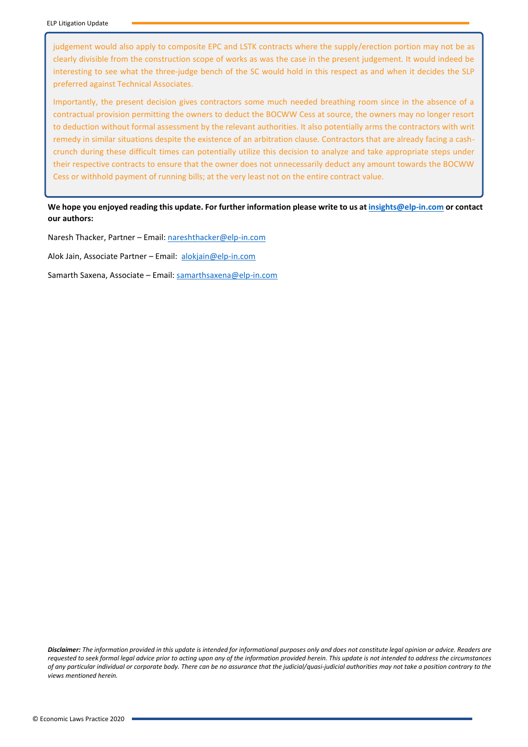judgement would also apply to composite EPC and LSTK contracts where the supply/erection portion may not be as clearly divisible from the construction scope of works as was the case in the present judgement. It would indeed be interesting to see what the three-judge bench of the SC would hold in this respect as and when it decides the SLP preferred against Technical Associates.

Importantly, the present decision gives contractors some much needed breathing room since in the absence of a contractual provision permitting the owners to deduct the BOCWW Cess at source, the owners may no longer resort to deduction without formal assessment by the relevant authorities. It also potentially arms the contractors with writ remedy in similar situations despite the existence of an arbitration clause. Contractors that are already facing a cash-crunch during these difficult times can potentially utilize this decision to analyze and take appropriate steps under their respective contracts to ensure that the owner does not unnecessarily deduct any amount towards the BOCWW Cess or withhold payment of running bills; at the very least not on the entire contract value.

**We hope you enjoyed reading this update. For further information please write to us at [insights@elp-in.com](mailto:insights@elp-in.com) or contact our authors:**

Naresh Thacker, Partner – Email: [nareshthacker@elp-in.com](mailto:nareshthacker@elp-in.com)

Alok Jain, Associate Partner – Email: [alokjain@elp-in.com](mailto:alokjain@elp-in.com)

Samarth Saxena, Associate – Email: [samarthsaxena@elp-in.com](mailto:samarthsaxena@elp-in.com)

***Disclaimer:*** *The information provided in this update is intended for informational purposes only and does not constitute legal opinion or advice. Readers are requested to seek formal legal advice prior to acting upon any of the information provided herein. This update is not intended to address the circumstances of any particular individual or corporate body. There can be no assurance that the judicial/quasi-judicial authorities may not take a position contrary to the views mentioned herein.*

© Economic Laws Practice 2020